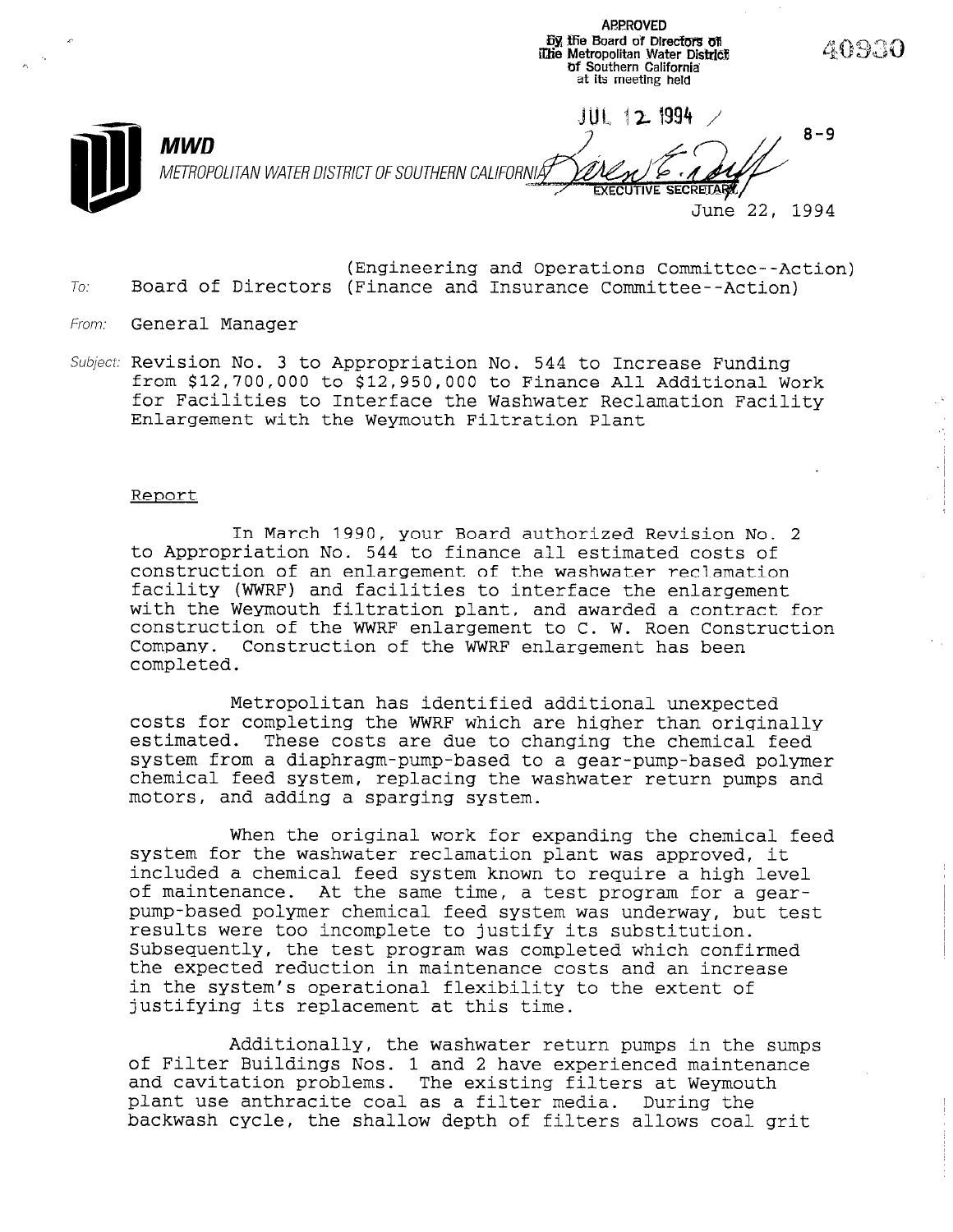APPROVED
By the Board of Directors of
The Metropolitan Water District
of Southern California
at its meeting held

JUL 12 1994

EXECUTIVE SECRETARY

40930

8-9

**MWD**

*METROPOLITAN WATER DISTRICT OF SOUTHERN CALIFORNIA*

June 22, 1994

(Engineering and Operations Committee--Action)

To: Board of Directors (Finance and Insurance Committee--Action)

From: General Manager

Subject: Revision No. 3 to Appropriation No. 544 to Increase Funding from $12,700,000 to $12,950,000 to Finance All Additional Work for Facilities to Interface the Washwater Reclamation Facility Enlargement with the Weymouth Filtration Plant

Report

In March 1990, your Board authorized Revision No. 2 to Appropriation No. 544 to finance all estimated costs of construction of an enlargement of the washwater reclamation facility (WWRF) and facilities to interface the enlargement with the Weymouth filtration plant, and awarded a contract for construction of the WWRF enlargement to C. W. Roen Construction Company. Construction of the WWRF enlargement has been completed.

Metropolitan has identified additional unexpected costs for completing the WWRF which are higher than originally estimated. These costs are due to changing the chemical feed system from a diaphragm-pump-based to a gear-pump-based polymer chemical feed system, replacing the washwater return pumps and motors, and adding a sparging system.

When the original work for expanding the chemical feed system for the washwater reclamation plant was approved, it included a chemical feed system known to require a high level of maintenance. At the same time, a test program for a gear-pump-based polymer chemical feed system was underway, but test results were too incomplete to justify its substitution. Subsequently, the test program was completed which confirmed the expected reduction in maintenance costs and an increase in the system's operational flexibility to the extent of justifying its replacement at this time.

Additionally, the washwater return pumps in the sumps of Filter Buildings Nos. 1 and 2 have experienced maintenance and cavitation problems. The existing filters at Weymouth plant use anthracite coal as a filter media. During the backwash cycle, the shallow depth of filters allows coal grit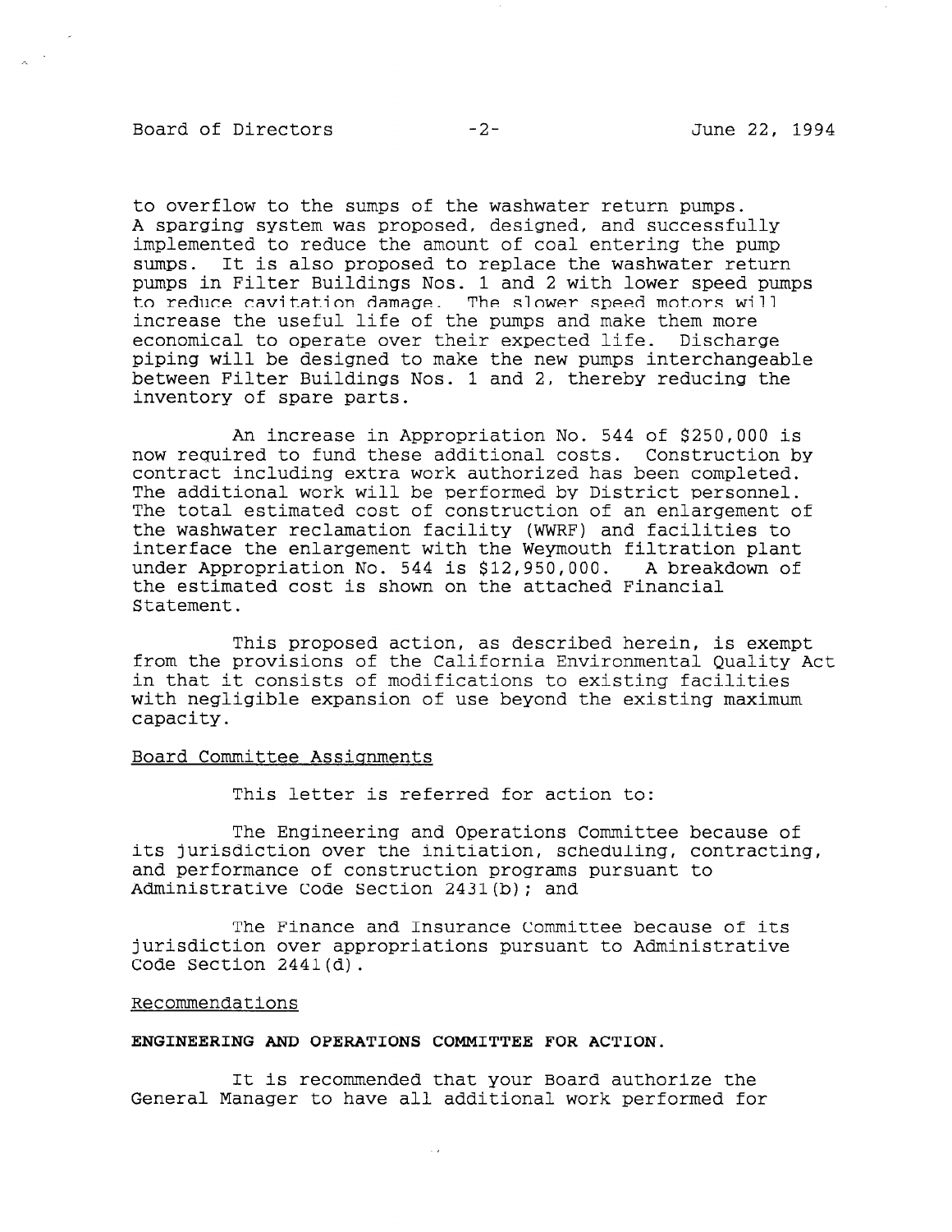to overflow to the sumps of the washwater return pumps. A sparging system was proposed, designed, and successfully implemented to reduce the amount of coal entering the pump sumps. It is also proposed to replace the washwater return pumps in Filter Buildings Nos. 1 and 2 with lower speed pumps to reduce cavitation damage. The slower speed motors will increase the useful life of the pumps and make them more economical to operate over their expected life. Discharge piping will be designed to make the new pumps interchangeable between Filter Buildings Nos. 1 and 2, thereby reducing the inventory of spare parts.

An increase in Appropriation No. 544 of $250,000 is now required to fund these additional costs. Construction by contract including extra work authorized has been completed. The additional work will be performed by District personnel. The total estimated cost of construction of an enlargement of the washwater reclamation facility (WWRF) and facilities to interface the enlargement with the Weymouth filtration plant under Appropriation No. 544 is $12,950,000. A breakdown of the estimated cost is shown on the attached Financial Statement.

This proposed action, as described herein, is exempt from the provisions of the California Environmental Quality Act in that it consists of modifications to existing facilities with negligible expansion of use beyond the existing maximum capacity.

## Board Committee Assignments

This letter is referred for action to:

The Engineering and Operations Committee because of its jurisdiction over the initiation, scheduling, contracting, and performance of construction programs pursuant to Administrative Code Section 2431(b); and

The Finance and Insurance Committee because of its jurisdiction over appropriations pursuant to Administrative Code Section 2441(d).

## Recommendations

**ENGINEERING AND OPERATIONS COMMITTEE FOR ACTION.**

It is recommended that your Board authorize the General Manager to have all additional work performed for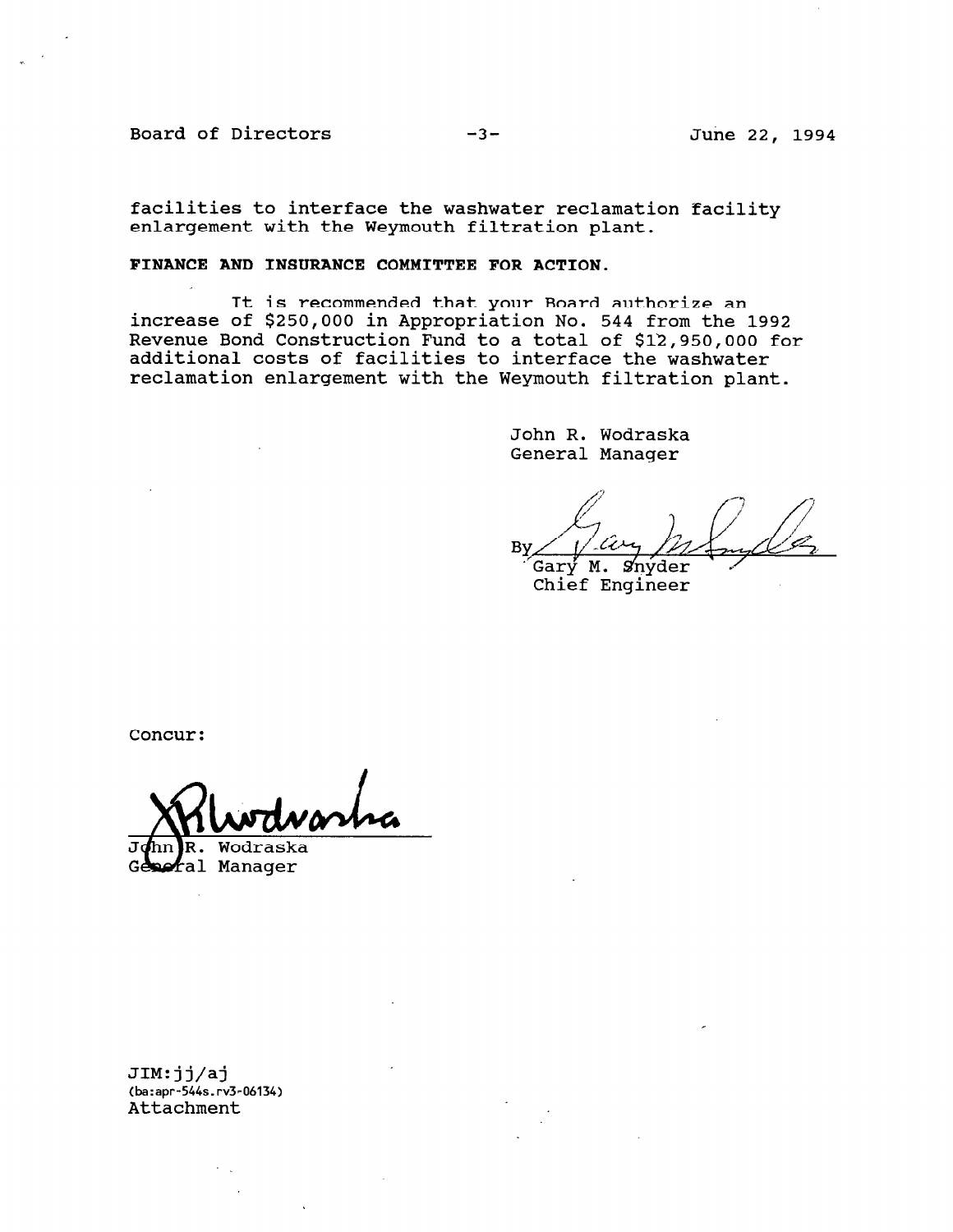facilities to interface the washwater reclamation facility enlargement with the Weymouth filtration plant.

**FINANCE AND INSURANCE COMMITTEE FOR ACTION.**

It is recommended that your Board authorize an increase of $250,000 in Appropriation No. 544 from the 1992 Revenue Bond Construction Fund to a total of $12,950,000 for additional costs of facilities to interface the washwater reclamation enlargement with the Weymouth filtration plant.

John R. Wodraska
General Manager

By Gary M. Snyder
Chief Engineer

Concur:

John R. Wodraska
General Manager

JIM:jj/aj
(ba:apr-544s.rv3-06134)
Attachment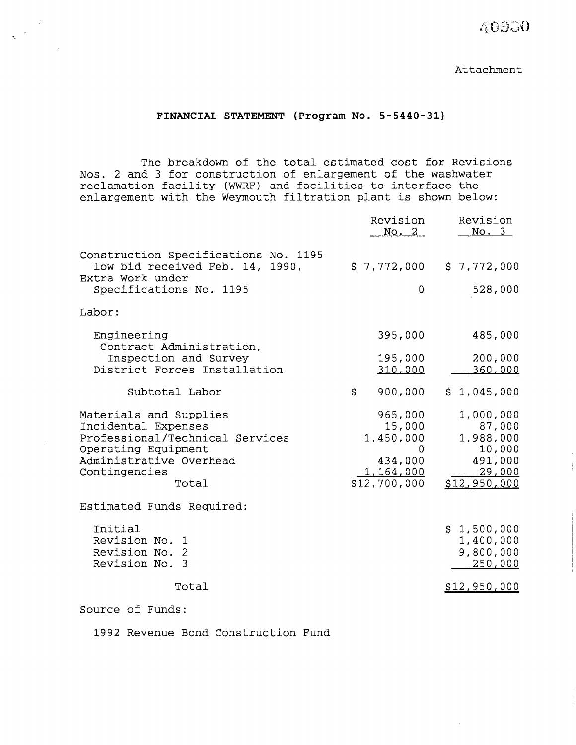Attachment

## FINANCIAL STATEMENT (Program No. 5-5440-31)

The breakdown of the total estimated cost for Revisions Nos. 2 and 3 for construction of enlargement of the washwater reclamation facility (WWRF) and facilities to interface the enlargement with the Weymouth filtration plant is shown below:

| | Revision No. 2 | Revision No. 3 |
|---|---|---|
| Construction Specifications No. 1195 low bid received Feb. 14, 1990, | $ 7,772,000 | $ 7,772,000 |
| Extra Work under Specifications No. 1195 | 0 | 528,000 |
| Labor: | | |
| Engineering | 395,000 | 485,000 |
| Contract Administration, Inspection and Survey | 195,000 | 200,000 |
| District Forces Installation | 310,000 | 360,000 |
| Subtotal Labor | $ 900,000 | $ 1,045,000 |
| Materials and Supplies | 965,000 | 1,000,000 |
| Incidental Expenses | 15,000 | 87,000 |
| Professional/Technical Services | 1,450,000 | 1,988,000 |
| Operating Equipment | 0 | 10,000 |
| Administrative Overhead | 434,000 | 491,000 |
| Contingencies | 1,164,000 | 29,000 |
| Total | $12,700,000 | $12,950,000 |

Estimated Funds Required:

| | |
|---|---|
| Initial | $ 1,500,000 |
| Revision No. 1 | 1,400,000 |
| Revision No. 2 | 9,800,000 |
| Revision No. 3 | 250,000 |
| Total | $12,950,000 |

Source of Funds:

1992 Revenue Bond Construction Fund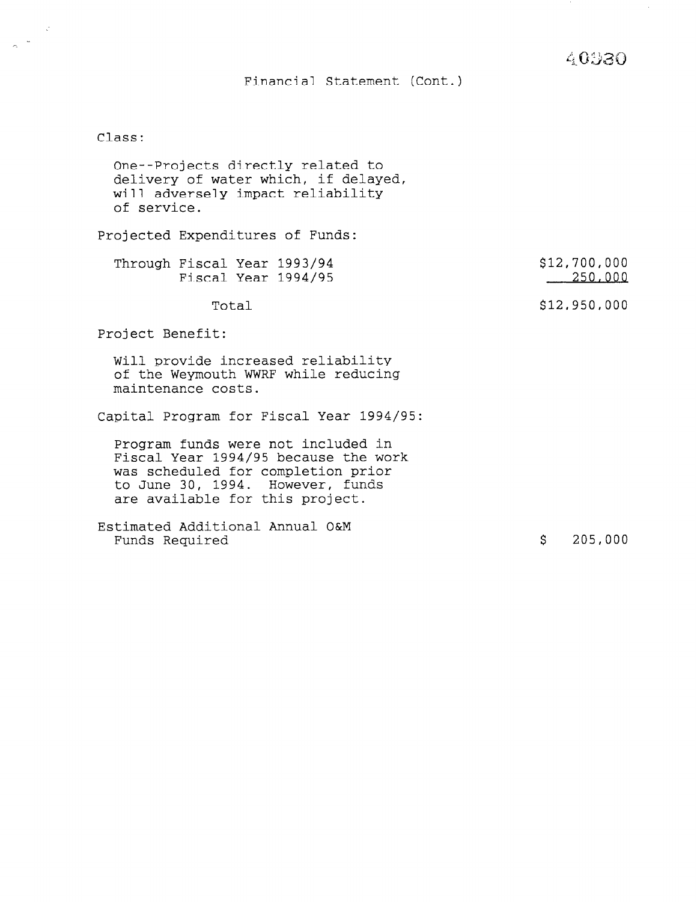Financial Statement (Cont.)

Class:

One--Projects directly related to delivery of water which, if delayed, will adversely impact reliability of service.

Projected Expenditures of Funds:

| | |
|---|---|
| Through Fiscal Year 1993/94 | $12,700,000 |
| Fiscal Year 1994/95 | 250,000 |
| Total | $12,950,000 |

Project Benefit:

Will provide increased reliability of the Weymouth WWRF while reducing maintenance costs.

Capital Program for Fiscal Year 1994/95:

Program funds were not included in Fiscal Year 1994/95 because the work was scheduled for completion prior to June 30, 1994. However, funds are available for this project.

Estimated Additional Annual O&M Funds Required — $ 205,000